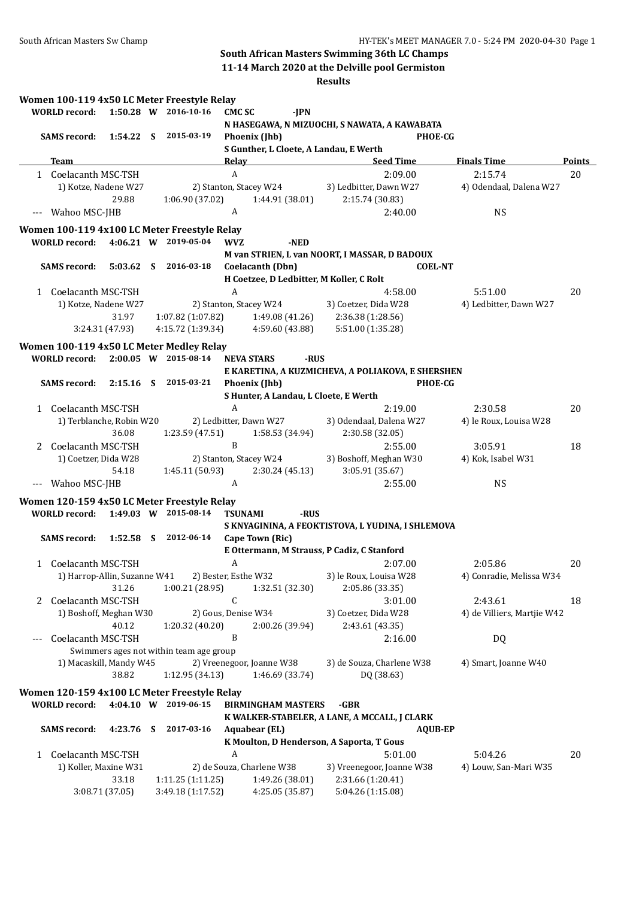# South African Masters Swimming 36th LC Champs

## 11-14 March 2020 at the Delville pool Germiston

## Results

### Women 100-119 4x50 LC Meter Freestyle Relay

**WORLD record:** 1:50.28 W 2016-10-16 **CMC SC** -JPN
N HASEGAWA, N MIZUOCHI, S NAWATA, A KAWABATA

**SAMS record:** 1:54.22 S 2015-03-19 **Phoenix (Jhb)** PHOE-CG
S Gunther, L Cloete, A Landau, E Werth

| Team | Relay | Seed Time | Finals Time | Points |
|---|---|---|---|---|
| 1 Coelacanth MSC-TSH | A | 2:09.00 | 2:15.74 | 20 |
| 1) Kotze, Nadene W27 | 2) Stanton, Stacey W24 | 3) Ledbitter, Dawn W27 | 4) Odendaal, Dalena W27 | |
| 29.88 | 1:06.90 (37.02) | 1:44.91 (38.01) | 2:15.74 (30.83) | |
| --- Wahoo MSC-JHB | A | 2:40.00 | NS | |

### Women 100-119 4x100 LC Meter Freestyle Relay

**WORLD record:** 4:06.21 W 2019-05-04 **WVZ** -NED
M van STRIEN, L van NOORT, I MASSAR, D BADOUX

**SAMS record:** 5:03.62 S 2016-03-18 **Coelacanth (Dbn)** COEL-NT
H Coetzee, D Ledbitter, M Koller, C Rolt

| Team | Relay | Seed Time | Finals Time | Points |
|---|---|---|---|---|
| 1 Coelacanth MSC-TSH | A | 4:58.00 | 5:51.00 | 20 |
| 1) Kotze, Nadene W27 | 2) Stanton, Stacey W24 | 3) Coetzer, Dida W28 | 4) Ledbitter, Dawn W27 | |
| 31.97 | 1:07.82 (1:07.82) | 1:49.08 (41.26) | 2:36.38 (1:28.56) | |
| 3:24.31 (47.93) | 4:15.72 (1:39.34) | 4:59.60 (43.88) | 5:51.00 (1:35.28) | |

### Women 100-119 4x50 LC Meter Medley Relay

**WORLD record:** 2:00.05 W 2015-08-14 **NEVA STARS** -RUS
E KARETINA, A KUZMICHEVA, A POLIAKOVA, E SHERSHEN

**SAMS record:** 2:15.16 S 2015-03-21 **Phoenix (Jhb)** PHOE-CG
S Hunter, A Landau, L Cloete, E Werth

| Team | Relay | Seed Time | Finals Time | Points |
|---|---|---|---|---|
| 1 Coelacanth MSC-TSH | A | 2:19.00 | 2:30.58 | 20 |
| 1) Terblanche, Robin W20 | 2) Ledbitter, Dawn W27 | 3) Odendaal, Dalena W27 | 4) le Roux, Louisa W28 | |
| 36.08 | 1:23.59 (47.51) | 1:58.53 (34.94) | 2:30.58 (32.05) | |
| 2 Coelacanth MSC-TSH | B | 2:55.00 | 3:05.91 | 18 |
| 1) Coetzer, Dida W28 | 2) Stanton, Stacey W24 | 3) Boshoff, Meghan W30 | 4) Kok, Isabel W31 | |
| 54.18 | 1:45.11 (50.93) | 2:30.24 (45.13) | 3:05.91 (35.67) | |
| --- Wahoo MSC-JHB | A | 2:55.00 | NS | |

### Women 120-159 4x50 LC Meter Freestyle Relay

**WORLD record:** 1:49.03 W 2015-08-14 **TSUNAMI** -RUS
S KNYAGININA, A FEOKTISTOVA, L YUDINA, I SHLEMOVA

**SAMS record:** 1:52.58 S 2012-06-14 **Cape Town (Ric)**
E Ottermann, M Strauss, P Cadiz, C Stanford

| Team | Relay | Seed Time | Finals Time | Points |
|---|---|---|---|---|
| 1 Coelacanth MSC-TSH | A | 2:07.00 | 2:05.86 | 20 |
| 1) Harrop-Allin, Suzanne W41 | 2) Bester, Esthe W32 | 3) le Roux, Louisa W28 | 4) Conradie, Melissa W34 | |
| 31.26 | 1:00.21 (28.95) | 1:32.51 (32.30) | 2:05.86 (33.35) | |
| 2 Coelacanth MSC-TSH | C | 3:01.00 | 2:43.61 | 18 |
| 1) Boshoff, Meghan W30 | 2) Gous, Denise W34 | 3) Coetzer, Dida W28 | 4) de Villiers, Martjie W42 | |
| 40.12 | 1:20.32 (40.20) | 2:00.26 (39.94) | 2:43.61 (43.35) | |
| --- Coelacanth MSC-TSH | B | 2:16.00 | DQ | |
| Swimmers ages not within team age group | | | | |
| 1) Macaskill, Mandy W45 | 2) Vreenegoor, Joanne W38 | 3) de Souza, Charlene W38 | 4) Smart, Joanne W40 | |
| 38.82 | 1:12.95 (34.13) | 1:46.69 (33.74) | DQ (38.63) | |

### Women 120-159 4x100 LC Meter Freestyle Relay

**WORLD record:** 4:04.10 W 2019-06-15 **BIRMINGHAM MASTERS** -GBR
K WALKER-STABELER, A LANE, A MCCALL, J CLARK

**SAMS record:** 4:23.76 S 2017-03-16 **Aquabear (EL)** AQUB-EP
K Moulton, D Henderson, A Saporta, T Gous

| Team | Relay | Seed Time | Finals Time | Points |
|---|---|---|---|---|
| 1 Coelacanth MSC-TSH | A | 5:01.00 | 5:04.26 | 20 |
| 1) Koller, Maxine W31 | 2) de Souza, Charlene W38 | 3) Vreenegoor, Joanne W38 | 4) Louw, San-Mari W35 | |
| 33.18 | 1:11.25 (1:11.25) | 1:49.26 (38.01) | 2:31.66 (1:20.41) | |
| 3:08.71 (37.05) | 3:49.18 (1:17.52) | 4:25.05 (35.87) | 5:04.26 (1:15.08) | |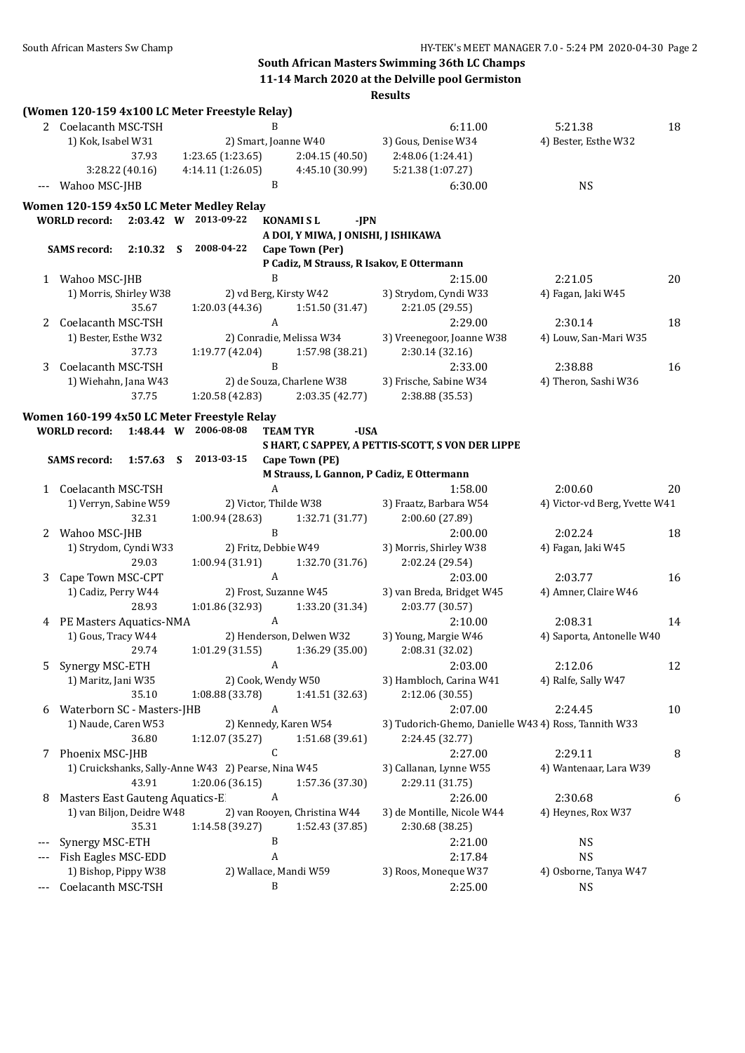**South African Masters Swimming 36th LC Champs**
**11-14 March 2020 at the Delville pool Germiston**
**Results**

**(Women 120-159 4x100 LC Meter Freestyle Relay)**

| | Team | Relay | Seed Time | Finals Time | Points |
|---|---|---|---|---|---|
| 2 | Coelacanth MSC-TSH | B | 6:11.00 | 5:21.38 | 18 |
| | 1) Kok, Isabel W31 | 2) Smart, Joanne W40 | 3) Gous, Denise W34 | 4) Bester, Esthe W32 | |
| | 37.93 | 1:23.65 (1:23.65) | 2:04.15 (40.50) | 2:48.06 (1:24.41) | |
| | 3:28.22 (40.16) | 4:14.11 (1:26.05) | 4:45.10 (30.99) | 5:21.38 (1:07.27) | |
| --- | Wahoo MSC-JHB | B | 6:30.00 | NS | |

**Women 120-159 4x50 LC Meter Medley Relay**

WORLD record: 2:03.42 W 2013-09-22 KONAMI S L -JPN
A DOI, Y MIWA, J ONISHI, J ISHIKAWA

SAMS record: 2:10.32 S 2008-04-22 Cape Town (Per)
P Cadiz, M Strauss, R Isakov, E Ottermann

| | Team | Relay | Seed Time | Finals Time | Points |
|---|---|---|---|---|---|
| 1 | Wahoo MSC-JHB | B | 2:15.00 | 2:21.05 | 20 |
| | 1) Morris, Shirley W38 | 2) vd Berg, Kirsty W42 | 3) Strydom, Cyndi W33 | 4) Fagan, Jaki W45 | |
| | 35.67 | 1:20.03 (44.36) | 1:51.50 (31.47) | 2:21.05 (29.55) | |
| 2 | Coelacanth MSC-TSH | A | 2:29.00 | 2:30.14 | 18 |
| | 1) Bester, Esthe W32 | 2) Conradie, Melissa W34 | 3) Vreenegoor, Joanne W38 | 4) Louw, San-Mari W35 | |
| | 37.73 | 1:19.77 (42.04) | 1:57.98 (38.21) | 2:30.14 (32.16) | |
| 3 | Coelacanth MSC-TSH | B | 2:33.00 | 2:38.88 | 16 |
| | 1) Wiehahn, Jana W43 | 2) de Souza, Charlene W38 | 3) Frische, Sabine W34 | 4) Theron, Sashi W36 | |
| | 37.75 | 1:20.58 (42.83) | 2:03.35 (42.77) | 2:38.88 (35.53) | |

**Women 160-199 4x50 LC Meter Freestyle Relay**

WORLD record: 1:48.44 W 2006-08-08 TEAM TYR -USA
S HART, C SAPPEY, A PETTIS-SCOTT, S VON DER LIPPE

SAMS record: 1:57.63 S 2013-03-15 Cape Town (PE)
M Strauss, L Gannon, P Cadiz, E Ottermann

| | Team | Relay | Seed Time | Finals Time | Points |
|---|---|---|---|---|---|
| 1 | Coelacanth MSC-TSH | A | 1:58.00 | 2:00.60 | 20 |
| | 1) Verryn, Sabine W59 | 2) Victor, Thilde W38 | 3) Fraatz, Barbara W54 | 4) Victor-vd Berg, Yvette W41 | |
| | 32.31 | 1:00.94 (28.63) | 1:32.71 (31.77) | 2:00.60 (27.89) | |
| 2 | Wahoo MSC-JHB | B | 2:00.00 | 2:02.24 | 18 |
| | 1) Strydom, Cyndi W33 | 2) Fritz, Debbie W49 | 3) Morris, Shirley W38 | 4) Fagan, Jaki W45 | |
| | 29.03 | 1:00.94 (31.91) | 1:32.70 (31.76) | 2:02.24 (29.54) | |
| 3 | Cape Town MSC-CPT | A | 2:03.00 | 2:03.77 | 16 |
| | 1) Cadiz, Perry W44 | 2) Frost, Suzanne W45 | 3) van Breda, Bridget W45 | 4) Amner, Claire W46 | |
| | 28.93 | 1:01.86 (32.93) | 1:33.20 (31.34) | 2:03.77 (30.57) | |
| 4 | PE Masters Aquatics-NMA | A | 2:10.00 | 2:08.31 | 14 |
| | 1) Gous, Tracy W44 | 2) Henderson, Delwen W32 | 3) Young, Margie W46 | 4) Saporta, Antonelle W40 | |
| | 29.74 | 1:01.29 (31.55) | 1:36.29 (35.00) | 2:08.31 (32.02) | |
| 5 | Synergy MSC-ETH | A | 2:03.00 | 2:12.06 | 12 |
| | 1) Maritz, Jani W35 | 2) Cook, Wendy W50 | 3) Hambloch, Carina W41 | 4) Ralfe, Sally W47 | |
| | 35.10 | 1:08.88 (33.78) | 1:41.51 (32.63) | 2:12.06 (30.55) | |
| 6 | Waterborn SC - Masters-JHB | A | 2:07.00 | 2:24.45 | 10 |
| | 1) Naude, Caren W53 | 2) Kennedy, Karen W54 | 3) Tudorich-Ghemo, Danielle W43 | 4) Ross, Tannith W33 | |
| | 36.80 | 1:12.07 (35.27) | 1:51.68 (39.61) | 2:24.45 (32.77) | |
| 7 | Phoenix MSC-JHB | C | 2:27.00 | 2:29.11 | 8 |
| | 1) Cruickshanks, Sally-Anne W43 | 2) Pearse, Nina W45 | 3) Callanan, Lynne W55 | 4) Wantenaar, Lara W39 | |
| | 43.91 | 1:20.06 (36.15) | 1:57.36 (37.30) | 2:29.11 (31.75) | |
| 8 | Masters East Gauteng Aquatics-E | A | 2:26.00 | 2:30.68 | 6 |
| | 1) van Biljon, Deidre W48 | 2) van Rooyen, Christina W44 | 3) de Montille, Nicole W44 | 4) Heynes, Rox W37 | |
| | 35.31 | 1:14.58 (39.27) | 1:52.43 (37.85) | 2:30.68 (38.25) | |
| --- | Synergy MSC-ETH | B | 2:21.00 | NS | |
| --- | Fish Eagles MSC-EDD | A | 2:17.84 | NS | |
| | 1) Bishop, Pippy W38 | 2) Wallace, Mandi W59 | 3) Roos, Moneque W37 | 4) Osborne, Tanya W47 | |
| --- | Coelacanth MSC-TSH | B | 2:25.00 | NS | |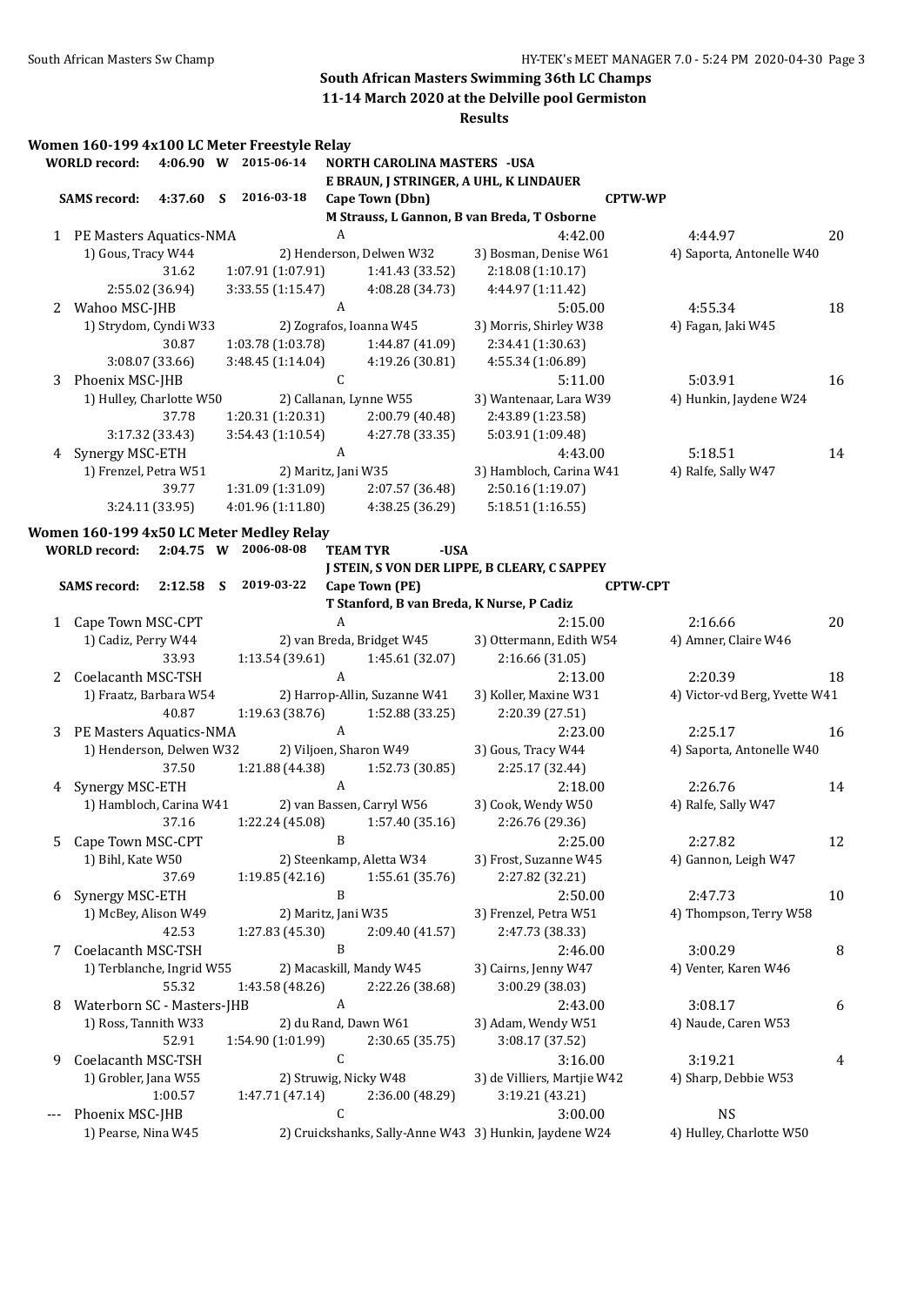**South African Masters Swimming 36th LC Champs**

**11-14 March 2020 at the Delville pool Germiston**

**Results**

## Women 160-199 4x100 LC Meter Freestyle Relay

**WORLD record:** 4:06.90 W 2015-06-14 NORTH CAROLINA MASTERS -USA
E BRAUN, J STRINGER, A UHL, K LINDAUER

**SAMS record:** 4:37.60 S 2016-03-18 Cape Town (Dbn) CPTW-WP
M Strauss, L Gannon, B van Breda, T Osborne

1 PE Masters Aquatics-NMA — A — 4:42.00 — 4:44.97 — 20
1) Gous, Tracy W44 2) Henderson, Delwen W32 3) Bosman, Denise W61 4) Saporta, Antonelle W40
31.62 1:07.91 (1:07.91) 1:41.43 (33.52) 2:18.08 (1:10.17)
2:55.02 (36.94) 3:33.55 (1:15.47) 4:08.28 (34.73) 4:44.97 (1:11.42)

2 Wahoo MSC-JHB — A — 5:05.00 — 4:55.34 — 18
1) Strydom, Cyndi W33 2) Zografos, Ioanna W45 3) Morris, Shirley W38 4) Fagan, Jaki W45
30.87 1:03.78 (1:03.78) 1:44.87 (41.09) 2:34.41 (1:30.63)
3:08.07 (33.66) 3:48.45 (1:14.04) 4:19.26 (30.81) 4:55.34 (1:06.89)

3 Phoenix MSC-JHB — C — 5:11.00 — 5:03.91 — 16
1) Hulley, Charlotte W50 2) Callanan, Lynne W55 3) Wantenaar, Lara W39 4) Hunkin, Jaydene W24
37.78 1:20.31 (1:20.31) 2:00.79 (40.48) 2:43.89 (1:23.58)
3:17.32 (33.43) 3:54.43 (1:10.54) 4:27.78 (33.35) 5:03.91 (1:09.48)

4 Synergy MSC-ETH — A — 4:43.00 — 5:18.51 — 14
1) Frenzel, Petra W51 2) Maritz, Jani W35 3) Hambloch, Carina W41 4) Ralfe, Sally W47
39.77 1:31.09 (1:31.09) 2:07.57 (36.48) 2:50.16 (1:19.07)
3:24.11 (33.95) 4:01.96 (1:11.80) 4:38.25 (36.29) 5:18.51 (1:16.55)

## Women 160-199 4x50 LC Meter Medley Relay

**WORLD record:** 2:04.75 W 2006-08-08 TEAM TYR -USA
J STEIN, S VON DER LIPPE, B CLEARY, C SAPPEY

**SAMS record:** 2:12.58 S 2019-03-22 Cape Town (PE) CPTW-CPT
T Stanford, B van Breda, K Nurse, P Cadiz

1 Cape Town MSC-CPT — A — 2:15.00 — 2:16.66 — 20
1) Cadiz, Perry W44 2) van Breda, Bridget W45 3) Ottermann, Edith W54 4) Amner, Claire W46
33.93 1:13.54 (39.61) 1:45.61 (32.07) 2:16.66 (31.05)

2 Coelacanth MSC-TSH — A — 2:13.00 — 2:20.39 — 18
1) Fraatz, Barbara W54 2) Harrop-Allin, Suzanne W41 3) Koller, Maxine W31 4) Victor-vd Berg, Yvette W41
40.87 1:19.63 (38.76) 1:52.88 (33.25) 2:20.39 (27.51)

3 PE Masters Aquatics-NMA — A — 2:23.00 — 2:25.17 — 16
1) Henderson, Delwen W32 2) Viljoen, Sharon W49 3) Gous, Tracy W44 4) Saporta, Antonelle W40
37.50 1:21.88 (44.38) 1:52.73 (30.85) 2:25.17 (32.44)

4 Synergy MSC-ETH — A — 2:18.00 — 2:26.76 — 14
1) Hambloch, Carina W41 2) van Bassen, Carryl W56 3) Cook, Wendy W50 4) Ralfe, Sally W47
37.16 1:22.24 (45.08) 1:57.40 (35.16) 2:26.76 (29.36)

5 Cape Town MSC-CPT — B — 2:25.00 — 2:27.82 — 12
1) Bihl, Kate W50 2) Steenkamp, Aletta W34 3) Frost, Suzanne W45 4) Gannon, Leigh W47
37.69 1:19.85 (42.16) 1:55.61 (35.76) 2:27.82 (32.21)

6 Synergy MSC-ETH — B — 2:50.00 — 2:47.73 — 10
1) McBey, Alison W49 2) Maritz, Jani W35 3) Frenzel, Petra W51 4) Thompson, Terry W58
42.53 1:27.83 (45.30) 2:09.40 (41.57) 2:47.73 (38.33)

7 Coelacanth MSC-TSH — B — 2:46.00 — 3:00.29 — 8
1) Terblanche, Ingrid W55 2) Macaskill, Mandy W45 3) Cairns, Jenny W47 4) Venter, Karen W46
55.32 1:43.58 (48.26) 2:22.26 (38.68) 3:00.29 (38.03)

8 Waterborn SC - Masters-JHB — A — 2:43.00 — 3:08.17 — 6
1) Ross, Tannith W33 2) du Rand, Dawn W61 3) Adam, Wendy W51 4) Naude, Caren W53
52.91 1:54.90 (1:01.99) 2:30.65 (35.75) 3:08.17 (37.52)

9 Coelacanth MSC-TSH — C — 3:16.00 — 3:19.21 — 4
1) Grobler, Jana W55 2) Struwig, Nicky W48 3) de Villiers, Martjie W42 4) Sharp, Debbie W53
1:00.57 1:47.71 (47.14) 2:36.00 (48.29) 3:19.21 (43.21)

--- Phoenix MSC-JHB — C — 3:00.00 — NS
1) Pearse, Nina W45 2) Cruickshanks, Sally-Anne W43 3) Hunkin, Jaydene W24 4) Hulley, Charlotte W50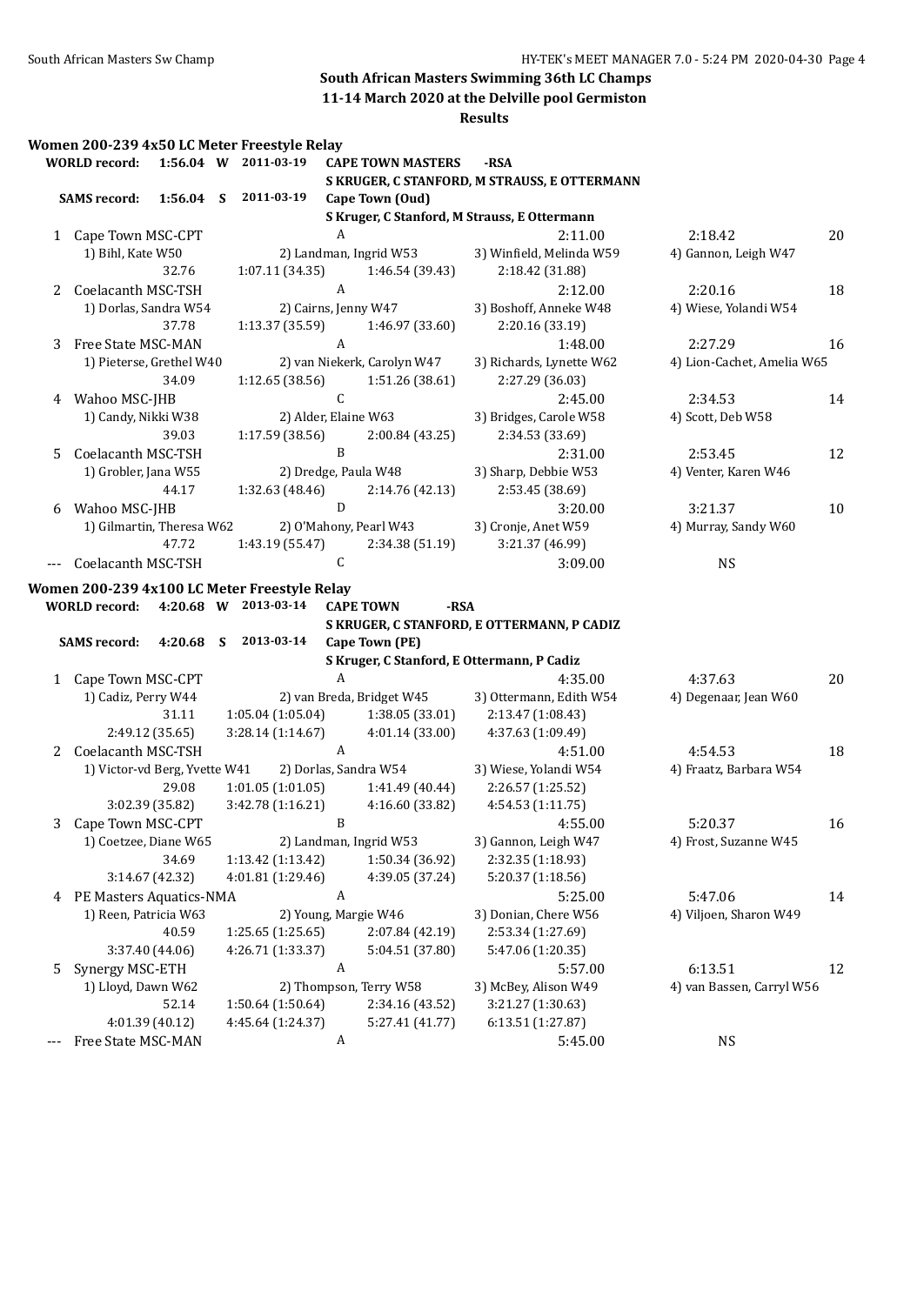## South African Masters Swimming 36th LC Champs

**11-14 March 2020 at the Delville pool Germiston**

**Results**

### Women 200-239 4x50 LC Meter Freestyle Relay

**WORLD record:** 1:56.04 W 2011-03-19 **CAPE TOWN MASTERS** -RSA
S KRUGER, C STANFORD, M STRAUSS, E OTTERMANN

**SAMS record:** 1:56.04 S 2011-03-19 **Cape Town (Oud)**
S Kruger, C Stanford, M Strauss, E Ottermann

| Place | Team | Relay | Seed Time | Finals Time | Points |
|---|---|---|---|---|---|
| 1 | Cape Town MSC-CPT | A | 2:11.00 | 2:18.42 | 20 |
| | 1) Bihl, Kate W50 | 2) Landman, Ingrid W53 | 3) Winfield, Melinda W59 | 4) Gannon, Leigh W47 | |
| | 32.76 | 1:07.11 (34.35) | 1:46.54 (39.43) | 2:18.42 (31.88) | |
| 2 | Coelacanth MSC-TSH | A | 2:12.00 | 2:20.16 | 18 |
| | 1) Dorlas, Sandra W54 | 2) Cairns, Jenny W47 | 3) Boshoff, Anneke W48 | 4) Wiese, Yolandi W54 | |
| | 37.78 | 1:13.37 (35.59) | 1:46.97 (33.60) | 2:20.16 (33.19) | |
| 3 | Free State MSC-MAN | A | 1:48.00 | 2:27.29 | 16 |
| | 1) Pieterse, Grethel W40 | 2) van Niekerk, Carolyn W47 | 3) Richards, Lynette W62 | 4) Lion-Cachet, Amelia W65 | |
| | 34.09 | 1:12.65 (38.56) | 1:51.26 (38.61) | 2:27.29 (36.03) | |
| 4 | Wahoo MSC-JHB | C | 2:45.00 | 2:34.53 | 14 |
| | 1) Candy, Nikki W38 | 2) Alder, Elaine W63 | 3) Bridges, Carole W58 | 4) Scott, Deb W58 | |
| | 39.03 | 1:17.59 (38.56) | 2:00.84 (43.25) | 2:34.53 (33.69) | |
| 5 | Coelacanth MSC-TSH | B | 2:31.00 | 2:53.45 | 12 |
| | 1) Grobler, Jana W55 | 2) Dredge, Paula W48 | 3) Sharp, Debbie W53 | 4) Venter, Karen W46 | |
| | 44.17 | 1:32.63 (48.46) | 2:14.76 (42.13) | 2:53.45 (38.69) | |
| 6 | Wahoo MSC-JHB | D | 3:20.00 | 3:21.37 | 10 |
| | 1) Gilmartin, Theresa W62 | 2) O'Mahony, Pearl W43 | 3) Cronje, Anet W59 | 4) Murray, Sandy W60 | |
| | 47.72 | 1:43.19 (55.47) | 2:34.38 (51.19) | 3:21.37 (46.99) | |
| --- | Coelacanth MSC-TSH | C | 3:09.00 | NS | |

### Women 200-239 4x100 LC Meter Freestyle Relay

**WORLD record:** 4:20.68 W 2013-03-14 **CAPE TOWN** -RSA
S KRUGER, C STANFORD, E OTTERMANN, P CADIZ

**SAMS record:** 4:20.68 S 2013-03-14 **Cape Town (PE)**
S Kruger, C Stanford, E Ottermann, P Cadiz

| Place | Team | Relay | Seed Time | Finals Time | Points |
|---|---|---|---|---|---|
| 1 | Cape Town MSC-CPT | A | 4:35.00 | 4:37.63 | 20 |
| | 1) Cadiz, Perry W44 | 2) van Breda, Bridget W45 | 3) Ottermann, Edith W54 | 4) Degenaar, Jean W60 | |
| | 31.11 | 1:05.04 (1:05.04) | 1:38.05 (33.01) | 2:13.47 (1:08.43) | |
| | 2:49.12 (35.65) | 3:28.14 (1:14.67) | 4:01.14 (33.00) | 4:37.63 (1:09.49) | |
| 2 | Coelacanth MSC-TSH | A | 4:51.00 | 4:54.53 | 18 |
| | 1) Victor-vd Berg, Yvette W41 | 2) Dorlas, Sandra W54 | 3) Wiese, Yolandi W54 | 4) Fraatz, Barbara W54 | |
| | 29.08 | 1:01.05 (1:01.05) | 1:41.49 (40.44) | 2:26.57 (1:25.52) | |
| | 3:02.39 (35.82) | 3:42.78 (1:16.21) | 4:16.60 (33.82) | 4:54.53 (1:11.75) | |
| 3 | Cape Town MSC-CPT | B | 4:55.00 | 5:20.37 | 16 |
| | 1) Coetzee, Diane W65 | 2) Landman, Ingrid W53 | 3) Gannon, Leigh W47 | 4) Frost, Suzanne W45 | |
| | 34.69 | 1:13.42 (1:13.42) | 1:50.34 (36.92) | 2:32.35 (1:18.93) | |
| | 3:14.67 (42.32) | 4:01.81 (1:29.46) | 4:39.05 (37.24) | 5:20.37 (1:18.56) | |
| 4 | PE Masters Aquatics-NMA | A | 5:25.00 | 5:47.06 | 14 |
| | 1) Reen, Patricia W63 | 2) Young, Margie W46 | 3) Donian, Chere W56 | 4) Viljoen, Sharon W49 | |
| | 40.59 | 1:25.65 (1:25.65) | 2:07.84 (42.19) | 2:53.34 (1:27.69) | |
| | 3:37.40 (44.06) | 4:26.71 (1:33.37) | 5:04.51 (37.80) | 5:47.06 (1:20.35) | |
| 5 | Synergy MSC-ETH | A | 5:57.00 | 6:13.51 | 12 |
| | 1) Lloyd, Dawn W62 | 2) Thompson, Terry W58 | 3) McBey, Alison W49 | 4) van Bassen, Carryl W56 | |
| | 52.14 | 1:50.64 (1:50.64) | 2:34.16 (43.52) | 3:21.27 (1:30.63) | |
| | 4:01.39 (40.12) | 4:45.64 (1:24.37) | 5:27.41 (41.77) | 6:13.51 (1:27.87) | |
| --- | Free State MSC-MAN | A | 5:45.00 | NS | |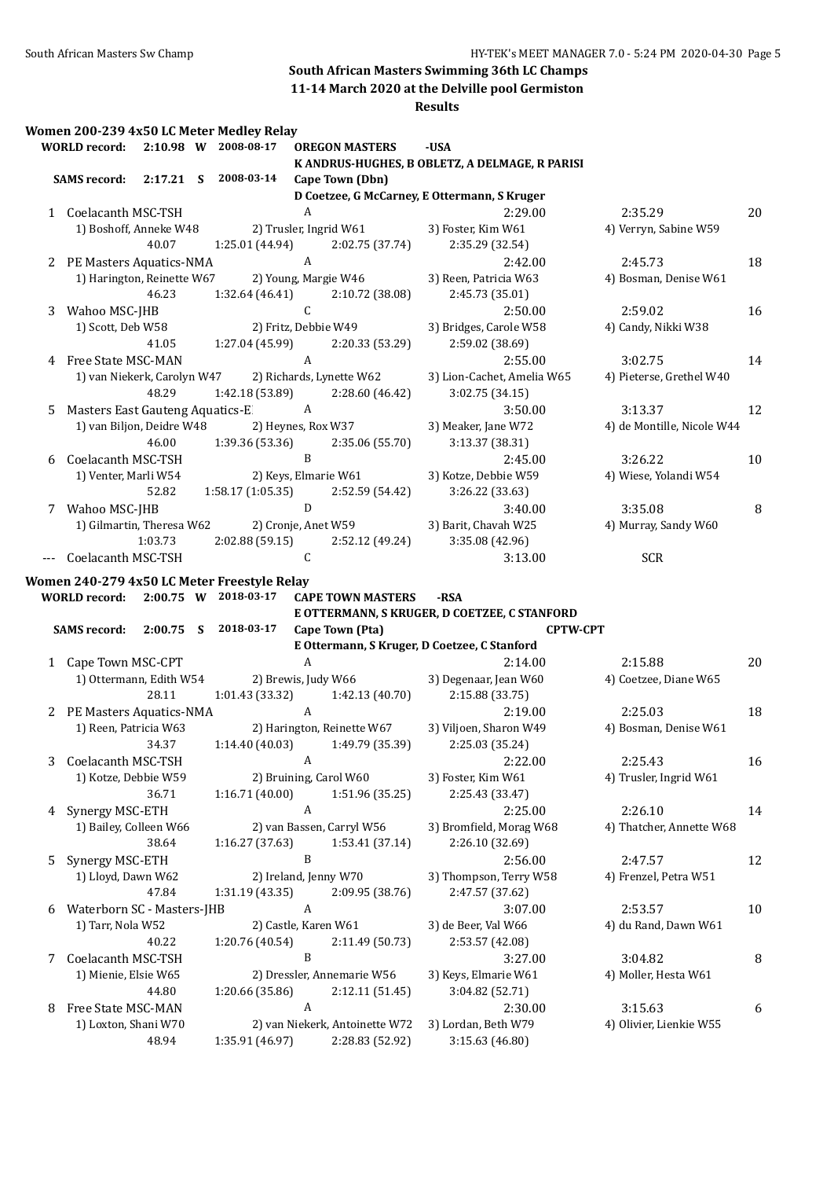## South African Masters Swimming 36th LC Champs

**11-14 March 2020 at the Delville pool Germiston**

**Results**

### Women 200-239 4x50 LC Meter Medley Relay

**WORLD record:** 2:10.98 W 2008-08-17 **OREGON MASTERS** -USA
K ANDRUS-HUGHES, B OBLETZ, A DELMAGE, R PARISI

**SAMS record:** 2:17.21 S 2008-03-14 **Cape Town (Dbn)**
D Coetzee, G McCarney, E Ottermann, S Kruger

| Place | Team | Relay | Seed Time | Finals Time | Points |
|---|---|---|---|---|---|
| 1 | Coelacanth MSC-TSH | A | 2:29.00 | 2:35.29 | 20 |
| | 1) Boshoff, Anneke W48 | 2) Trusler, Ingrid W61 | 3) Foster, Kim W61 | 4) Verryn, Sabine W59 | |
| | 40.07 | 1:25.01 (44.94) | 2:02.75 (37.74) | 2:35.29 (32.54) | |
| 2 | PE Masters Aquatics-NMA | A | 2:42.00 | 2:45.73 | 18 |
| | 1) Harington, Reinette W67 | 2) Young, Margie W46 | 3) Reen, Patricia W63 | 4) Bosman, Denise W61 | |
| | 46.23 | 1:32.64 (46.41) | 2:10.72 (38.08) | 2:45.73 (35.01) | |
| 3 | Wahoo MSC-JHB | C | 2:50.00 | 2:59.02 | 16 |
| | 1) Scott, Deb W58 | 2) Fritz, Debbie W49 | 3) Bridges, Carole W58 | 4) Candy, Nikki W38 | |
| | 41.05 | 1:27.04 (45.99) | 2:20.33 (53.29) | 2:59.02 (38.69) | |
| 4 | Free State MSC-MAN | A | 2:55.00 | 3:02.75 | 14 |
| | 1) van Niekerk, Carolyn W47 | 2) Richards, Lynette W62 | 3) Lion-Cachet, Amelia W65 | 4) Pieterse, Grethel W40 | |
| | 48.29 | 1:42.18 (53.89) | 2:28.60 (46.42) | 3:02.75 (34.15) | |
| 5 | Masters East Gauteng Aquatics-E | A | 3:50.00 | 3:13.37 | 12 |
| | 1) van Biljon, Deidre W48 | 2) Heynes, Rox W37 | 3) Meaker, Jane W72 | 4) de Montille, Nicole W44 | |
| | 46.00 | 1:39.36 (53.36) | 2:35.06 (55.70) | 3:13.37 (38.31) | |
| 6 | Coelacanth MSC-TSH | B | 2:45.00 | 3:26.22 | 10 |
| | 1) Venter, Marli W54 | 2) Keys, Elmarie W61 | 3) Kotze, Debbie W59 | 4) Wiese, Yolandi W54 | |
| | 52.82 | 1:58.17 (1:05.35) | 2:52.59 (54.42) | 3:26.22 (33.63) | |
| 7 | Wahoo MSC-JHB | D | 3:40.00 | 3:35.08 | 8 |
| | 1) Gilmartin, Theresa W62 | 2) Cronje, Anet W59 | 3) Barit, Chavah W25 | 4) Murray, Sandy W60 | |
| | 1:03.73 | 2:02.88 (59.15) | 2:52.12 (49.24) | 3:35.08 (42.96) | |
| --- | Coelacanth MSC-TSH | C | 3:13.00 | SCR | |

### Women 240-279 4x50 LC Meter Freestyle Relay

**WORLD record:** 2:00.75 W 2018-03-17 **CAPE TOWN MASTERS** -RSA
E OTTERMANN, S KRUGER, D COETZEE, C STANFORD

**SAMS record:** 2:00.75 S 2018-03-17 **Cape Town (Pta)** CPTW-CPT
E Ottermann, S Kruger, D Coetzee, C Stanford

| Place | Team | Relay | Seed Time | Finals Time | Points |
|---|---|---|---|---|---|
| 1 | Cape Town MSC-CPT | A | 2:14.00 | 2:15.88 | 20 |
| | 1) Ottermann, Edith W54 | 2) Brewis, Judy W66 | 3) Degenaar, Jean W60 | 4) Coetzee, Diane W65 | |
| | 28.11 | 1:01.43 (33.32) | 1:42.13 (40.70) | 2:15.88 (33.75) | |
| 2 | PE Masters Aquatics-NMA | A | 2:19.00 | 2:25.03 | 18 |
| | 1) Reen, Patricia W63 | 2) Harington, Reinette W67 | 3) Viljoen, Sharon W49 | 4) Bosman, Denise W61 | |
| | 34.37 | 1:14.40 (40.03) | 1:49.79 (35.39) | 2:25.03 (35.24) | |
| 3 | Coelacanth MSC-TSH | A | 2:22.00 | 2:25.43 | 16 |
| | 1) Kotze, Debbie W59 | 2) Bruining, Carol W60 | 3) Foster, Kim W61 | 4) Trusler, Ingrid W61 | |
| | 36.71 | 1:16.71 (40.00) | 1:51.96 (35.25) | 2:25.43 (33.47) | |
| 4 | Synergy MSC-ETH | A | 2:25.00 | 2:26.10 | 14 |
| | 1) Bailey, Colleen W66 | 2) van Bassen, Carryl W56 | 3) Bromfield, Morag W68 | 4) Thatcher, Annette W68 | |
| | 38.64 | 1:16.27 (37.63) | 1:53.41 (37.14) | 2:26.10 (32.69) | |
| 5 | Synergy MSC-ETH | B | 2:56.00 | 2:47.57 | 12 |
| | 1) Lloyd, Dawn W62 | 2) Ireland, Jenny W70 | 3) Thompson, Terry W58 | 4) Frenzel, Petra W51 | |
| | 47.84 | 1:31.19 (43.35) | 2:09.95 (38.76) | 2:47.57 (37.62) | |
| 6 | Waterborn SC - Masters-JHB | A | 3:07.00 | 2:53.57 | 10 |
| | 1) Tarr, Nola W52 | 2) Castle, Karen W61 | 3) de Beer, Val W66 | 4) du Rand, Dawn W61 | |
| | 40.22 | 1:20.76 (40.54) | 2:11.49 (50.73) | 2:53.57 (42.08) | |
| 7 | Coelacanth MSC-TSH | B | 3:27.00 | 3:04.82 | 8 |
| | 1) Mienie, Elsie W65 | 2) Dressler, Annemarie W56 | 3) Keys, Elmarie W61 | 4) Moller, Hesta W61 | |
| | 44.80 | 1:20.66 (35.86) | 2:12.11 (51.45) | 3:04.82 (52.71) | |
| 8 | Free State MSC-MAN | A | 2:30.00 | 3:15.63 | 6 |
| | 1) Loxton, Shani W70 | 2) van Niekerk, Antoinette W72 | 3) Lordan, Beth W79 | 4) Olivier, Lienkie W55 | |
| | 48.94 | 1:35.91 (46.97) | 2:28.83 (52.92) | 3:15.63 (46.80) | |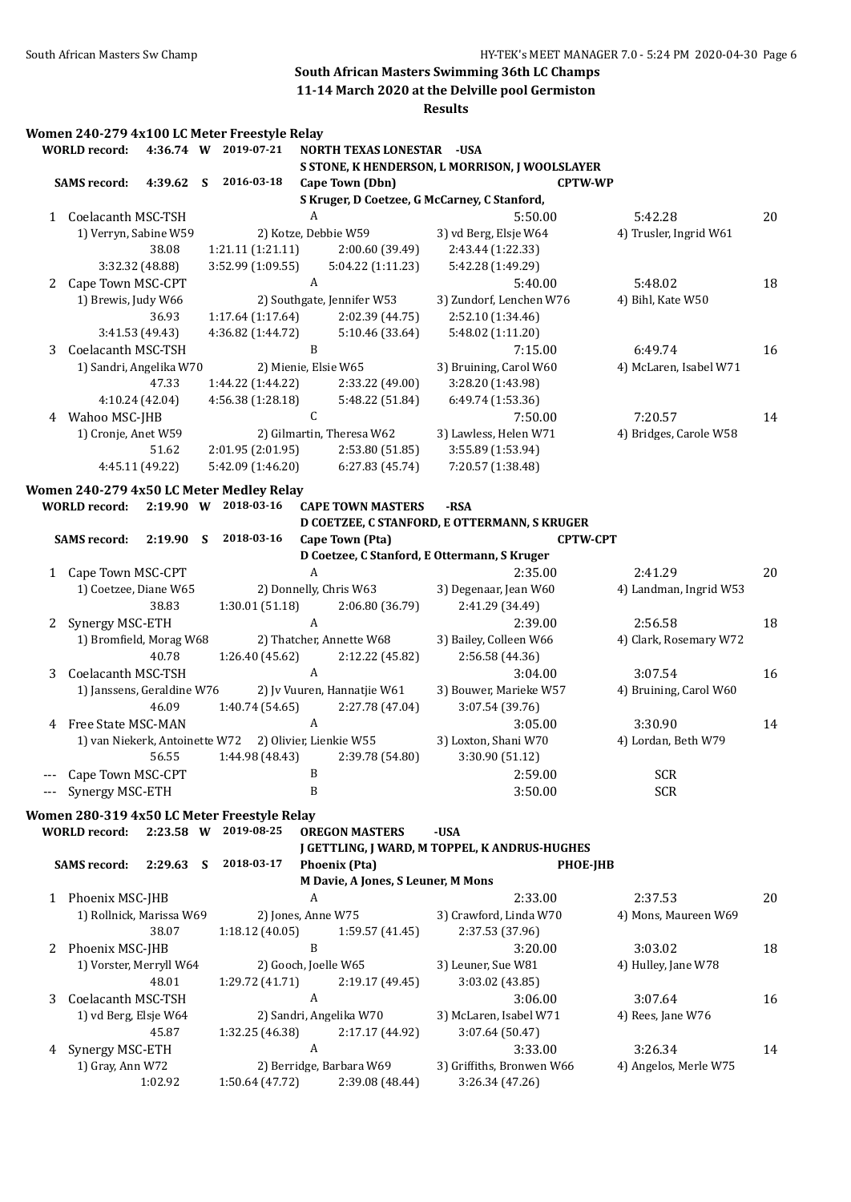## South African Masters Swimming 36th LC Champs

**11-14 March 2020 at the Delville pool Germiston**

**Results**

### Women 240-279 4x100 LC Meter Freestyle Relay

**WORLD record:** 4:36.74 W 2019-07-21 **NORTH TEXAS LONESTAR -USA**
S STONE, K HENDERSON, L MORRISON, J WOOLSLAYER

**SAMS record:** 4:39.62 S 2016-03-18 **Cape Town (Dbn)** **CPTW-WP**
S Kruger, D Coetzee, G McCarney, C Stanford,

| Place | Team | Relay | Seed Time | Finals Time | Points |
|---|---|---|---|---|---|
| 1 | Coelacanth MSC-TSH | A | 5:50.00 | 5:42.28 | 20 |

1) Verryn, Sabine W59 2) Kotze, Debbie W59 3) vd Berg, Elsje W64 4) Trusler, Ingrid W61
38.08 1:21.11 (1:21.11) 2:00.60 (39.49) 2:43.44 (1:22.33)
3:32.32 (48.88) 3:52.99 (1:09.55) 5:04.22 (1:11.23) 5:42.28 (1:49.29)

| Place | Team | Relay | Seed Time | Finals Time | Points |
|---|---|---|---|---|---|
| 2 | Cape Town MSC-CPT | A | 5:40.00 | 5:48.02 | 18 |

1) Brewis, Judy W66 2) Southgate, Jennifer W53 3) Zundorf, Lenchen W76 4) Bihl, Kate W50
36.93 1:17.64 (1:17.64) 2:02.39 (44.75) 2:52.10 (1:34.46)
3:41.53 (49.43) 4:36.82 (1:44.72) 5:10.46 (33.64) 5:48.02 (1:11.20)

| Place | Team | Relay | Seed Time | Finals Time | Points |
|---|---|---|---|---|---|
| 3 | Coelacanth MSC-TSH | B | 7:15.00 | 6:49.74 | 16 |

1) Sandri, Angelika W70 2) Mienie, Elsie W65 3) Bruining, Carol W60 4) McLaren, Isabel W71
47.33 1:44.22 (1:44.22) 2:33.22 (49.00) 3:28.20 (1:43.98)
4:10.24 (42.04) 4:56.38 (1:28.18) 5:48.22 (51.84) 6:49.74 (1:53.36)

| Place | Team | Relay | Seed Time | Finals Time | Points |
|---|---|---|---|---|---|
| 4 | Wahoo MSC-JHB | C | 7:50.00 | 7:20.57 | 14 |

1) Cronje, Anet W59 2) Gilmartin, Theresa W62 3) Lawless, Helen W71 4) Bridges, Carole W58
51.62 2:01.95 (2:01.95) 2:53.80 (51.85) 3:55.89 (1:53.94)
4:45.11 (49.22) 5:42.09 (1:46.20) 6:27.83 (45.74) 7:20.57 (1:38.48)

### Women 240-279 4x50 LC Meter Medley Relay

**WORLD record:** 2:19.90 W 2018-03-16 **CAPE TOWN MASTERS -RSA**
D COETZEE, C STANFORD, E OTTERMANN, S KRUGER

**SAMS record:** 2:19.90 S 2018-03-16 **Cape Town (Pta)** **CPTW-CPT**
D Coetzee, C Stanford, E Ottermann, S Kruger

| Place | Team | Relay | Seed Time | Finals Time | Points |
|---|---|---|---|---|---|
| 1 | Cape Town MSC-CPT | A | 2:35.00 | 2:41.29 | 20 |

1) Coetzee, Diane W65 2) Donnelly, Chris W63 3) Degenaar, Jean W60 4) Landman, Ingrid W53
38.83 1:30.01 (51.18) 2:06.80 (36.79) 2:41.29 (34.49)

| Place | Team | Relay | Seed Time | Finals Time | Points |
|---|---|---|---|---|---|
| 2 | Synergy MSC-ETH | A | 2:39.00 | 2:56.58 | 18 |

1) Bromfield, Morag W68 2) Thatcher, Annette W68 3) Bailey, Colleen W66 4) Clark, Rosemary W72
40.78 1:26.40 (45.62) 2:12.22 (45.82) 2:56.58 (44.36)

| Place | Team | Relay | Seed Time | Finals Time | Points |
|---|---|---|---|---|---|
| 3 | Coelacanth MSC-TSH | A | 3:04.00 | 3:07.54 | 16 |

1) Janssens, Geraldine W76 2) Jv Vuuren, Hannatjie W61 3) Bouwer, Marieke W57 4) Bruining, Carol W60
46.09 1:40.74 (54.65) 2:27.78 (47.04) 3:07.54 (39.76)

| Place | Team | Relay | Seed Time | Finals Time | Points |
|---|---|---|---|---|---|
| 4 | Free State MSC-MAN | A | 3:05.00 | 3:30.90 | 14 |

1) van Niekerk, Antoinette W72 2) Olivier, Lienkie W55 3) Loxton, Shani W70 4) Lordan, Beth W79
56.55 1:44.98 (48.43) 2:39.78 (54.80) 3:30.90 (51.12)

| Place | Team | Relay | Seed Time | Finals Time | Points |
|---|---|---|---|---|---|
| --- | Cape Town MSC-CPT | B | 2:59.00 | SCR | |
| --- | Synergy MSC-ETH | B | 3:50.00 | SCR | |

### Women 280-319 4x50 LC Meter Freestyle Relay

**WORLD record:** 2:23.58 W 2019-08-25 **OREGON MASTERS -USA**
J GETTLING, J WARD, M TOPPEL, K ANDRUS-HUGHES

**SAMS record:** 2:29.63 S 2018-03-17 **Phoenix (Pta)** **PHOE-JHB**
M Davie, A Jones, S Leuner, M Mons

| Place | Team | Relay | Seed Time | Finals Time | Points |
|---|---|---|---|---|---|
| 1 | Phoenix MSC-JHB | A | 2:33.00 | 2:37.53 | 20 |

1) Rollnick, Marissa W69 2) Jones, Anne W75 3) Crawford, Linda W70 4) Mons, Maureen W69
38.07 1:18.12 (40.05) 1:59.57 (41.45) 2:37.53 (37.96)

| Place | Team | Relay | Seed Time | Finals Time | Points |
|---|---|---|---|---|---|
| 2 | Phoenix MSC-JHB | B | 3:20.00 | 3:03.02 | 18 |

1) Vorster, Merryll W64 2) Gooch, Joelle W65 3) Leuner, Sue W81 4) Hulley, Jane W78
48.01 1:29.72 (41.71) 2:19.17 (49.45) 3:03.02 (43.85)

| Place | Team | Relay | Seed Time | Finals Time | Points |
|---|---|---|---|---|---|
| 3 | Coelacanth MSC-TSH | A | 3:06.00 | 3:07.64 | 16 |

1) vd Berg, Elsje W64 2) Sandri, Angelika W70 3) McLaren, Isabel W71 4) Rees, Jane W76
45.87 1:32.25 (46.38) 2:17.17 (44.92) 3:07.64 (50.47)

| Place | Team | Relay | Seed Time | Finals Time | Points |
|---|---|---|---|---|---|
| 4 | Synergy MSC-ETH | A | 3:33.00 | 3:26.34 | 14 |

1) Gray, Ann W72 2) Berridge, Barbara W69 3) Griffiths, Bronwen W66 4) Angelos, Merle W75
1:02.92 1:50.64 (47.72) 2:39.08 (48.44) 3:26.34 (47.26)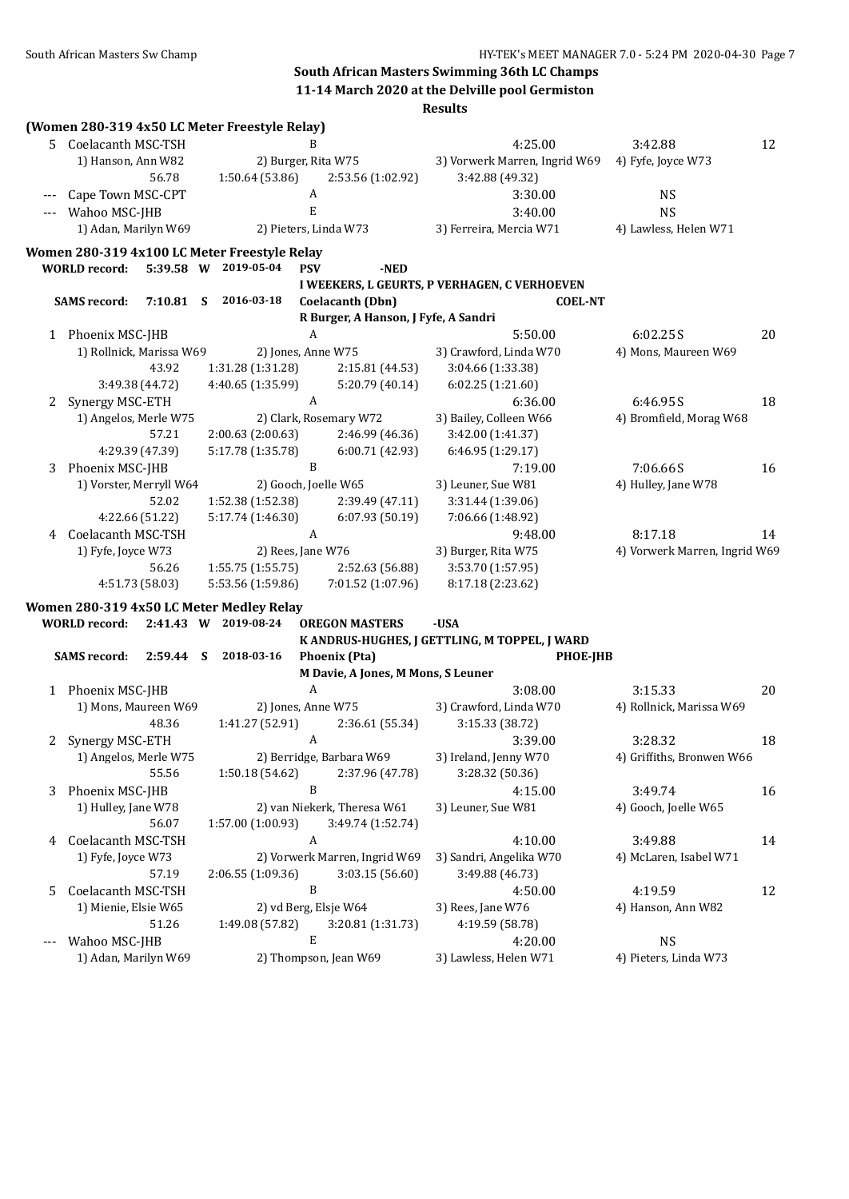**South African Masters Swimming 36th LC Champs**

**11-14 March 2020 at the Delville pool Germiston**

**Results**

**(Women 280-319 4x50 LC Meter Freestyle Relay)**

| | | | | | |
|---|---|---|---|---|---|
| 5 | Coelacanth MSC-TSH | B | 4:25.00 | 3:42.88 | 12 |
| | 1) Hanson, Ann W82 | 2) Burger, Rita W75 | 3) Vorwerk Marren, Ingrid W69 | 4) Fyfe, Joyce W73 | |
| | 56.78 | 1:50.64 (53.86) | 2:53.56 (1:02.92) | 3:42.88 (49.32) | |
| --- | Cape Town MSC-CPT | A | 3:30.00 | NS | |
| --- | Wahoo MSC-JHB | E | 3:40.00 | NS | |
| | 1) Adan, Marilyn W69 | 2) Pieters, Linda W73 | 3) Ferreira, Mercia W71 | 4) Lawless, Helen W71 | |

**Women 280-319 4x100 LC Meter Freestyle Relay**

**WORLD record:** 5:39.58 W 2019-05-04 **PSV -NED**
I WEEKERS, L GEURTS, P VERHAGEN, C VERHOEVEN

**SAMS record:** 7:10.81 S 2016-03-18 **Coelacanth (Dbn) COEL-NT**
R Burger, A Hanson, J Fyfe, A Sandri

| | | | | | | |
|---|---|---|---|---|---|---|
| 1 | Phoenix MSC-JHB | A | | 5:50.00 | 6:02.25S | 20 |
| | 1) Rollnick, Marissa W69 | 2) Jones, Anne W75 | | 3) Crawford, Linda W70 | 4) Mons, Maureen W69 | |
| | 43.92 | 1:31.28 (1:31.28) | 2:15.81 (44.53) | 3:04.66 (1:33.38) | | |
| | 3:49.38 (44.72) | 4:40.65 (1:35.99) | 5:20.79 (40.14) | 6:02.25 (1:21.60) | | |
| 2 | Synergy MSC-ETH | A | | 6:36.00 | 6:46.95S | 18 |
| | 1) Angelos, Merle W75 | 2) Clark, Rosemary W72 | | 3) Bailey, Colleen W66 | 4) Bromfield, Morag W68 | |
| | 57.21 | 2:00.63 (2:00.63) | 2:46.99 (46.36) | 3:42.00 (1:41.37) | | |
| | 4:29.39 (47.39) | 5:17.78 (1:35.78) | 6:00.71 (42.93) | 6:46.95 (1:29.17) | | |
| 3 | Phoenix MSC-JHB | B | | 7:19.00 | 7:06.66S | 16 |
| | 1) Vorster, Merryll W64 | 2) Gooch, Joelle W65 | | 3) Leuner, Sue W81 | 4) Hulley, Jane W78 | |
| | 52.02 | 1:52.38 (1:52.38) | 2:39.49 (47.11) | 3:31.44 (1:39.06) | | |
| | 4:22.66 (51.22) | 5:17.74 (1:46.30) | 6:07.93 (50.19) | 7:06.66 (1:48.92) | | |
| 4 | Coelacanth MSC-TSH | A | | 9:48.00 | 8:17.18 | 14 |
| | 1) Fyfe, Joyce W73 | 2) Rees, Jane W76 | | 3) Burger, Rita W75 | 4) Vorwerk Marren, Ingrid W69 | |
| | 56.26 | 1:55.75 (1:55.75) | 2:52.63 (56.88) | 3:53.70 (1:57.95) | | |
| | 4:51.73 (58.03) | 5:53.56 (1:59.86) | 7:01.52 (1:07.96) | 8:17.18 (2:23.62) | | |

**Women 280-319 4x50 LC Meter Medley Relay**

**WORLD record:** 2:41.43 W 2019-08-24 **OREGON MASTERS -USA**
K ANDRUS-HUGHES, J GETTLING, M TOPPEL, J WARD

**SAMS record:** 2:59.44 S 2018-03-16 **Phoenix (Pta) PHOE-JHB**
M Davie, A Jones, M Mons, S Leuner

| | | | | | | |
|---|---|---|---|---|---|---|
| 1 | Phoenix MSC-JHB | A | | 3:08.00 | 3:15.33 | 20 |
| | 1) Mons, Maureen W69 | 2) Jones, Anne W75 | | 3) Crawford, Linda W70 | 4) Rollnick, Marissa W69 | |
| | 48.36 | 1:41.27 (52.91) | 2:36.61 (55.34) | 3:15.33 (38.72) | | |
| 2 | Synergy MSC-ETH | A | | 3:39.00 | 3:28.32 | 18 |
| | 1) Angelos, Merle W75 | 2) Berridge, Barbara W69 | | 3) Ireland, Jenny W70 | 4) Griffiths, Bronwen W66 | |
| | 55.56 | 1:50.18 (54.62) | 2:37.96 (47.78) | 3:28.32 (50.36) | | |
| 3 | Phoenix MSC-JHB | B | | 4:15.00 | 3:49.74 | 16 |
| | 1) Hulley, Jane W78 | 2) van Niekerk, Theresa W61 | | 3) Leuner, Sue W81 | 4) Gooch, Joelle W65 | |
| | 56.07 | 1:57.00 (1:00.93) | 3:49.74 (1:52.74) | | | |
| 4 | Coelacanth MSC-TSH | A | | 4:10.00 | 3:49.88 | 14 |
| | 1) Fyfe, Joyce W73 | 2) Vorwerk Marren, Ingrid W69 | | 3) Sandri, Angelika W70 | 4) McLaren, Isabel W71 | |
| | 57.19 | 2:06.55 (1:09.36) | 3:03.15 (56.60) | 3:49.88 (46.73) | | |
| 5 | Coelacanth MSC-TSH | B | | 4:50.00 | 4:19.59 | 12 |
| | 1) Mienie, Elsie W65 | 2) vd Berg, Elsje W64 | | 3) Rees, Jane W76 | 4) Hanson, Ann W82 | |
| | 51.26 | 1:49.08 (57.82) | 3:20.81 (1:31.73) | 4:19.59 (58.78) | | |
| --- | Wahoo MSC-JHB | E | | 4:20.00 | NS | |
| | 1) Adan, Marilyn W69 | 2) Thompson, Jean W69 | | 3) Lawless, Helen W71 | 4) Pieters, Linda W73 | |